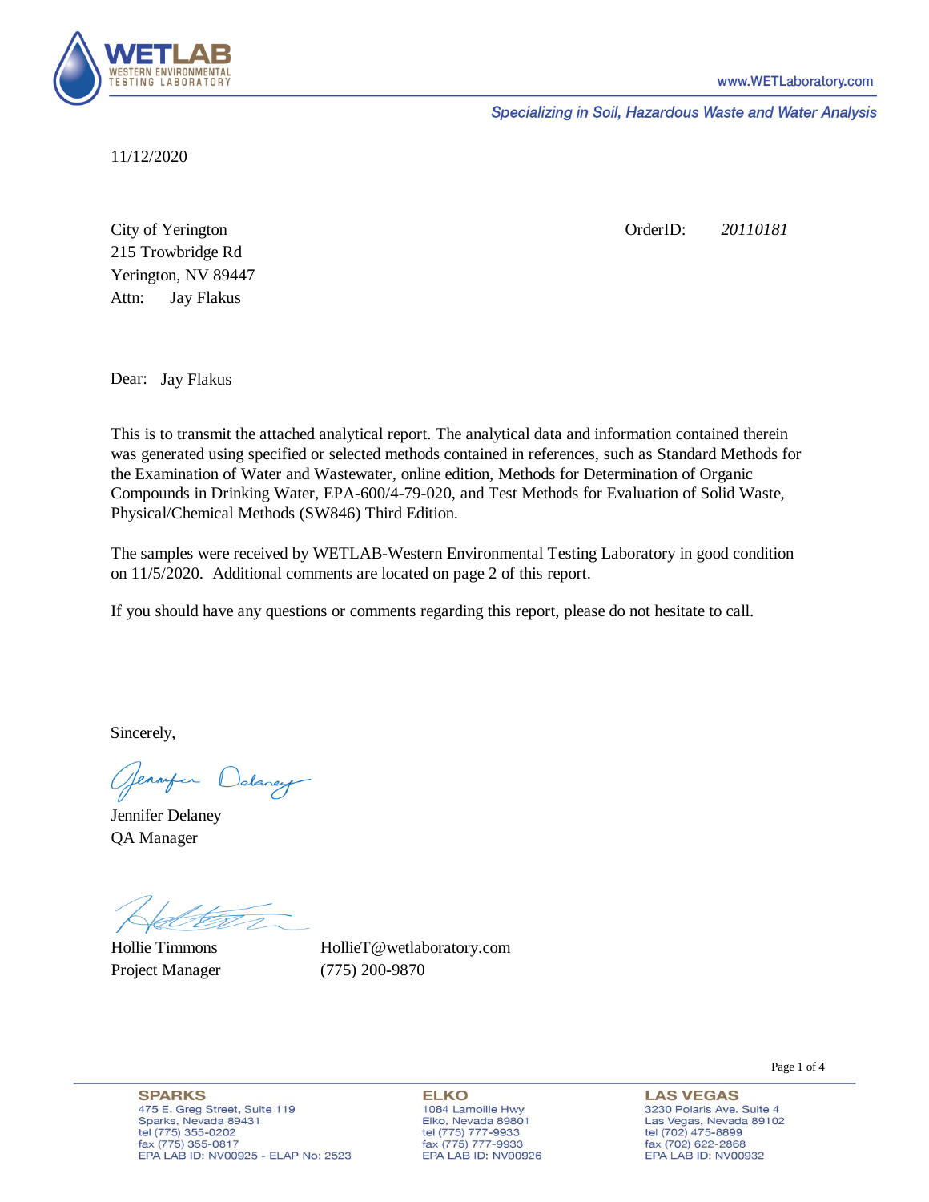**WETLAB**
WESTERN ENVIRONMENTAL TESTING LABORATORY

www.WETLaboratory.com

*Specializing in Soil, Hazardous Waste and Water Analysis*

11/12/2020

City of Yerington
215 Trowbridge Rd
Yerington, NV 89447
Attn: Jay Flakus

OrderID: *20110181*

Dear: Jay Flakus

This is to transmit the attached analytical report. The analytical data and information contained therein was generated using specified or selected methods contained in references, such as Standard Methods for the Examination of Water and Wastewater, online edition, Methods for Determination of Organic Compounds in Drinking Water, EPA-600/4-79-020, and Test Methods for Evaluation of Solid Waste, Physical/Chemical Methods (SW846) Third Edition.

The samples were received by WETLAB-Western Environmental Testing Laboratory in good condition on 11/5/2020. Additional comments are located on page 2 of this report.

If you should have any questions or comments regarding this report, please do not hesitate to call.

Sincerely,

Jennifer Delaney
QA Manager

Hollie Timmons
Project Manager

HollieT@wetlaboratory.com
(775) 200-9870

**SPARKS**
475 E. Greg Street, Suite 119
Sparks, Nevada 89431
tel (775) 355-0202
fax (775) 355-0817
EPA LAB ID: NV00925 - ELAP No: 2523

**ELKO**
1084 Lamoille Hwy
Elko, Nevada 89801
tel (775) 777-9933
fax (775) 777-9933
EPA LAB ID: NV00926

**LAS VEGAS**
3230 Polaris Ave. Suite 4
Las Vegas, Nevada 89102
tel (702) 475-8899
fax (702) 622-2868
EPA LAB ID: NV00932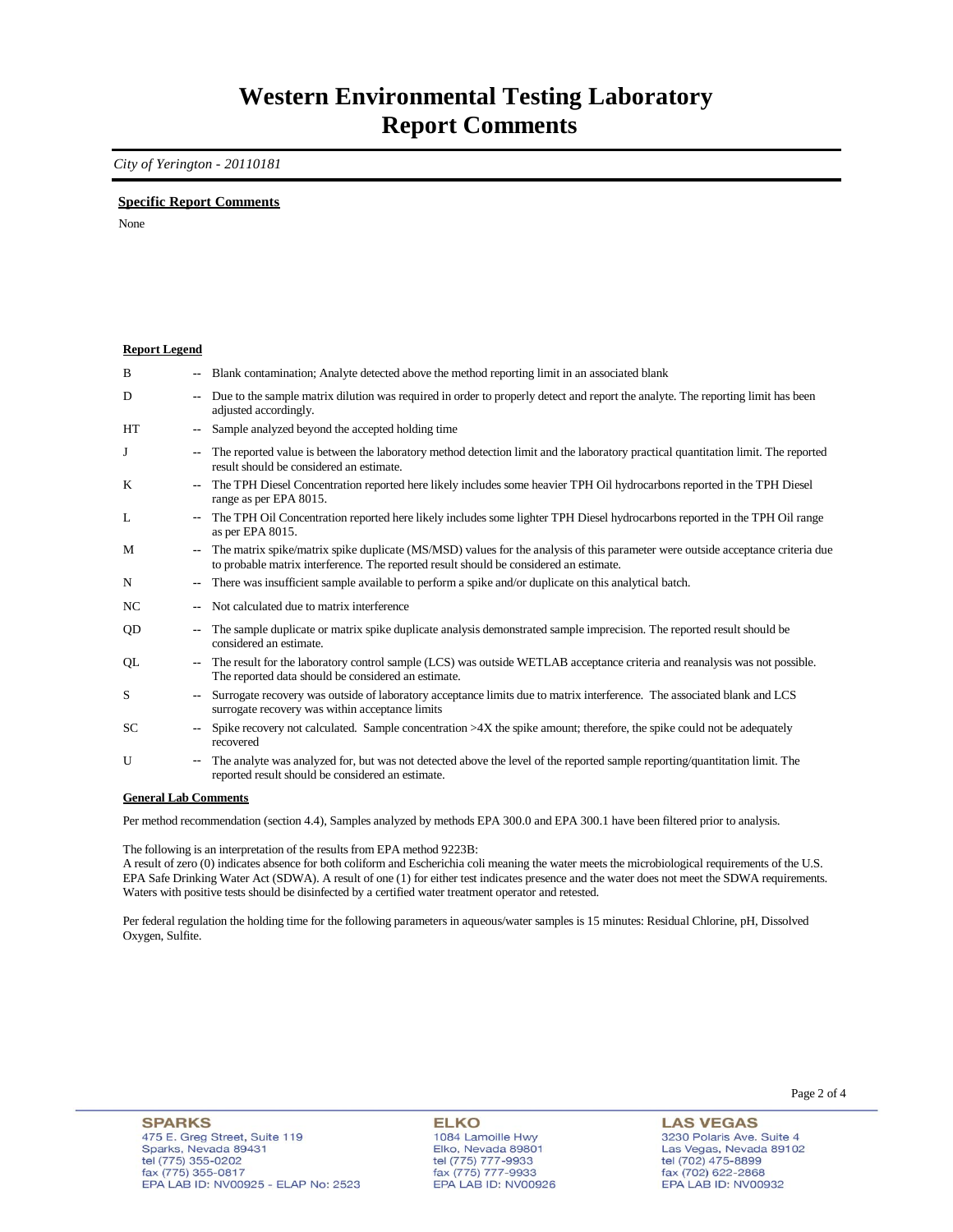# Western Environmental Testing Laboratory
# Report Comments

*City of Yerington - 20110181*

**Specific Report Comments**

None

**Report Legend**

| | | |
|---|---|---|
| B | -- | Blank contamination; Analyte detected above the method reporting limit in an associated blank |
| D | -- | Due to the sample matrix dilution was required in order to properly detect and report the analyte. The reporting limit has been adjusted accordingly. |
| HT | -- | Sample analyzed beyond the accepted holding time |
| J | -- | The reported value is between the laboratory method detection limit and the laboratory practical quantitation limit. The reported result should be considered an estimate. |
| K | -- | The TPH Diesel Concentration reported here likely includes some heavier TPH Oil hydrocarbons reported in the TPH Diesel range as per EPA 8015. |
| L | -- | The TPH Oil Concentration reported here likely includes some lighter TPH Diesel hydrocarbons reported in the TPH Oil range as per EPA 8015. |
| M | -- | The matrix spike/matrix spike duplicate (MS/MSD) values for the analysis of this parameter were outside acceptance criteria due to probable matrix interference. The reported result should be considered an estimate. |
| N | -- | There was insufficient sample available to perform a spike and/or duplicate on this analytical batch. |
| NC | -- | Not calculated due to matrix interference |
| QD | -- | The sample duplicate or matrix spike duplicate analysis demonstrated sample imprecision. The reported result should be considered an estimate. |
| QL | -- | The result for the laboratory control sample (LCS) was outside WETLAB acceptance criteria and reanalysis was not possible. The reported data should be considered an estimate. |
| S | -- | Surrogate recovery was outside of laboratory acceptance limits due to matrix interference. The associated blank and LCS surrogate recovery was within acceptance limits |
| SC | -- | Spike recovery not calculated. Sample concentration >4X the spike amount; therefore, the spike could not be adequately recovered |
| U | -- | The analyte was analyzed for, but was not detected above the level of the reported sample reporting/quantitation limit. The reported result should be considered an estimate. |

**General Lab Comments**

Per method recommendation (section 4.4), Samples analyzed by methods EPA 300.0 and EPA 300.1 have been filtered prior to analysis.

The following is an interpretation of the results from EPA method 9223B:
A result of zero (0) indicates absence for both coliform and Escherichia coli meaning the water meets the microbiological requirements of the U.S. EPA Safe Drinking Water Act (SDWA). A result of one (1) for either test indicates presence and the water does not meet the SDWA requirements. Waters with positive tests should be disinfected by a certified water treatment operator and retested.

Per federal regulation the holding time for the following parameters in aqueous/water samples is 15 minutes: Residual Chlorine, pH, Dissolved Oxygen, Sulfite.

**SPARKS**
475 E. Greg Street, Suite 119
Sparks, Nevada 89431
tel (775) 355-0202
fax (775) 355-0817
EPA LAB ID: NV00925 - ELAP No: 2523

**ELKO**
1084 Lamoille Hwy
Elko, Nevada 89801
tel (775) 777-9933
fax (775) 777-9933
EPA LAB ID: NV00926

**LAS VEGAS**
3230 Polaris Ave. Suite 4
Las Vegas, Nevada 89102
tel (702) 475-8899
fax (702) 622-2868
EPA LAB ID: NV00932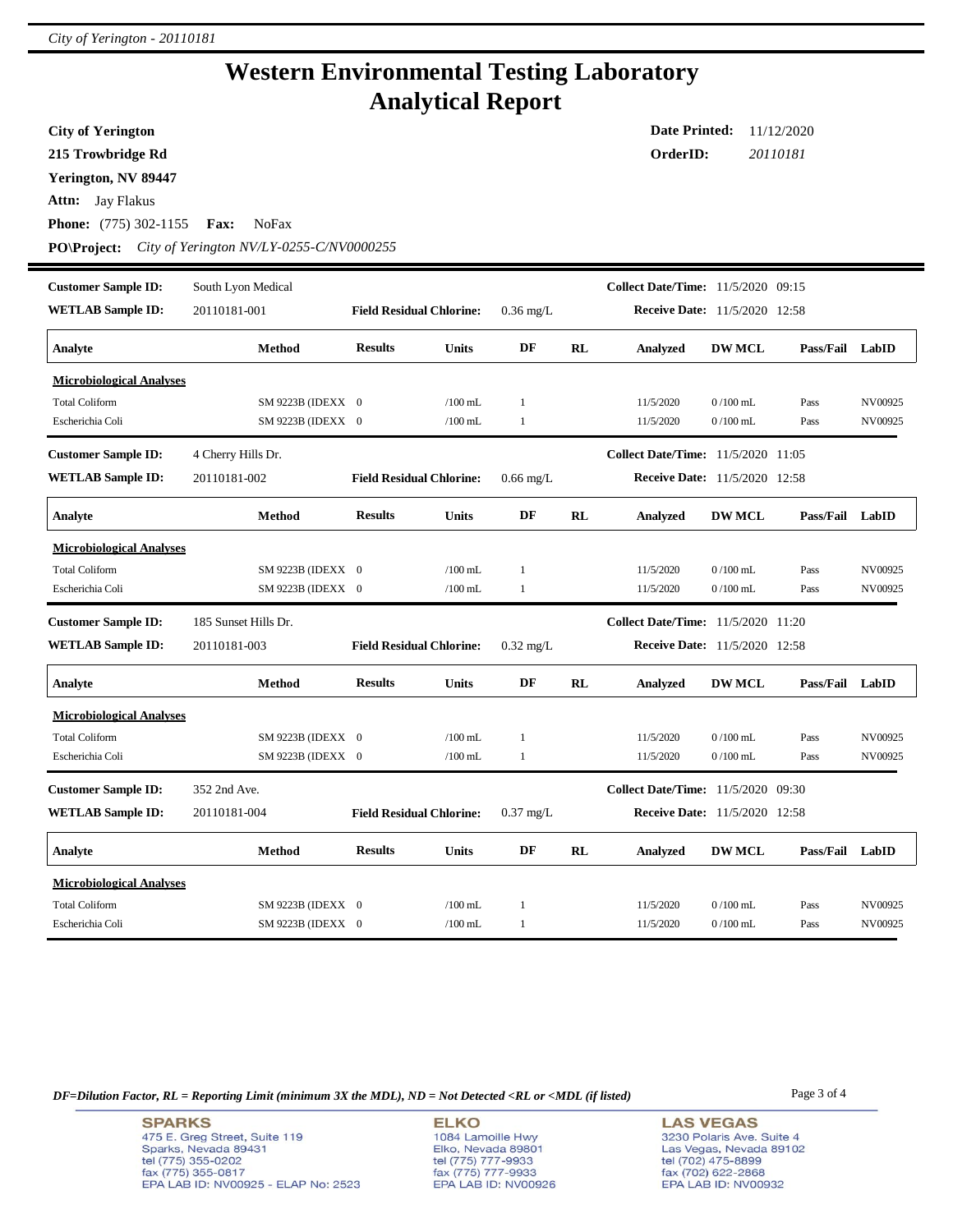# Western Environmental Testing Laboratory
# Analytical Report

**City of Yerington**
**215 Trowbridge Rd**
**Yerington, NV 89447**
**Attn:** Jay Flakus
**Phone:** (775) 302-1155 **Fax:** NoFax
**PO\Project:** *City of Yerington NV/LY-0255-C/NV0000255*

**Date Printed:** 11/12/2020
**OrderID:** *20110181*

---

**Customer Sample ID:** South Lyon Medical
**WETLAB Sample ID:** 20110181-001
**Field Residual Chlorine:** 0.36 mg/L
**Collect Date/Time:** 11/5/2020 09:15
**Receive Date:** 11/5/2020 12:58

| Analyte | Method | Results | Units | DF | RL | Analyzed | DW MCL | Pass/Fail | LabID |
|---|---|---|---|---|---|---|---|---|---|
| **Microbiological Analyses** | | | | | | | | | |
| Total Coliform | SM 9223B (IDEXX | 0 | /100 mL | 1 | | 11/5/2020 | 0 /100 mL | Pass | NV00925 |
| Escherichia Coli | SM 9223B (IDEXX | 0 | /100 mL | 1 | | 11/5/2020 | 0 /100 mL | Pass | NV00925 |

**Customer Sample ID:** 4 Cherry Hills Dr.
**WETLAB Sample ID:** 20110181-002
**Field Residual Chlorine:** 0.66 mg/L
**Collect Date/Time:** 11/5/2020 11:05
**Receive Date:** 11/5/2020 12:58

| Analyte | Method | Results | Units | DF | RL | Analyzed | DW MCL | Pass/Fail | LabID |
|---|---|---|---|---|---|---|---|---|---|
| **Microbiological Analyses** | | | | | | | | | |
| Total Coliform | SM 9223B (IDEXX | 0 | /100 mL | 1 | | 11/5/2020 | 0 /100 mL | Pass | NV00925 |
| Escherichia Coli | SM 9223B (IDEXX | 0 | /100 mL | 1 | | 11/5/2020 | 0 /100 mL | Pass | NV00925 |

**Customer Sample ID:** 185 Sunset Hills Dr.
**WETLAB Sample ID:** 20110181-003
**Field Residual Chlorine:** 0.32 mg/L
**Collect Date/Time:** 11/5/2020 11:20
**Receive Date:** 11/5/2020 12:58

| Analyte | Method | Results | Units | DF | RL | Analyzed | DW MCL | Pass/Fail | LabID |
|---|---|---|---|---|---|---|---|---|---|
| **Microbiological Analyses** | | | | | | | | | |
| Total Coliform | SM 9223B (IDEXX | 0 | /100 mL | 1 | | 11/5/2020 | 0 /100 mL | Pass | NV00925 |
| Escherichia Coli | SM 9223B (IDEXX | 0 | /100 mL | 1 | | 11/5/2020 | 0 /100 mL | Pass | NV00925 |

**Customer Sample ID:** 352 2nd Ave.
**WETLAB Sample ID:** 20110181-004
**Field Residual Chlorine:** 0.37 mg/L
**Collect Date/Time:** 11/5/2020 09:30
**Receive Date:** 11/5/2020 12:58

| Analyte | Method | Results | Units | DF | RL | Analyzed | DW MCL | Pass/Fail | LabID |
|---|---|---|---|---|---|---|---|---|---|
| **Microbiological Analyses** | | | | | | | | | |
| Total Coliform | SM 9223B (IDEXX | 0 | /100 mL | 1 | | 11/5/2020 | 0 /100 mL | Pass | NV00925 |
| Escherichia Coli | SM 9223B (IDEXX | 0 | /100 mL | 1 | | 11/5/2020 | 0 /100 mL | Pass | NV00925 |

*DF=Dilution Factor, RL = Reporting Limit (minimum 3X the MDL), ND = Not Detected <RL or <MDL (if listed)*

**SPARKS**
475 E. Greg Street, Suite 119
Sparks, Nevada 89431
tel (775) 355-0202
fax (775) 355-0817
EPA LAB ID: NV00925 - ELAP No: 2523

**ELKO**
1084 Lamoille Hwy
Elko, Nevada 89801
tel (775) 777-9933
fax (775) 777-9933
EPA LAB ID: NV00926

**LAS VEGAS**
3230 Polaris Ave. Suite 4
Las Vegas, Nevada 89102
tel (702) 475-8899
fax (702) 622-2868
EPA LAB ID: NV00932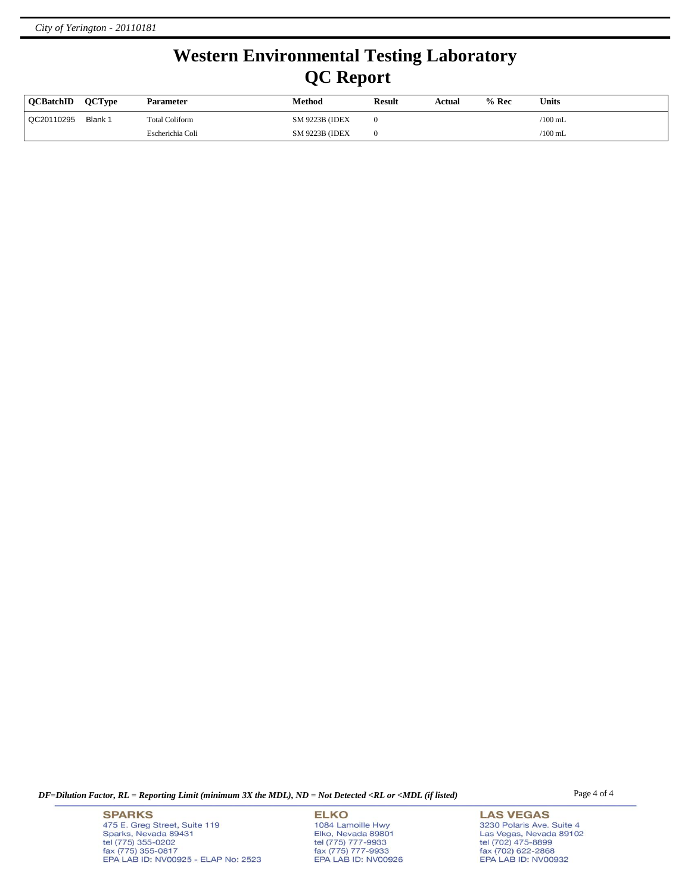# Western Environmental Testing Laboratory

# QC Report

| QCBatchID | QCType | Parameter | Method | Result | Actual | % Rec | Units |
|---|---|---|---|---|---|---|---|
| QC20110295 | Blank 1 | Total Coliform | SM 9223B (IDEX | 0 | | | /100 mL |
| | | Escherichia Coli | SM 9223B (IDEX | 0 | | | /100 mL |

*DF=Dilution Factor, RL = Reporting Limit (minimum 3X the MDL), ND = Not Detected <RL or <MDL (if listed)*

**SPARKS**
475 E. Greg Street, Suite 119
Sparks, Nevada 89431
tel (775) 355-0202
fax (775) 355-0817
EPA LAB ID: NV00925 - ELAP No: 2523

**ELKO**
1084 Lamoille Hwy
Elko, Nevada 89801
tel (775) 777-9933
fax (775) 777-9933
EPA LAB ID: NV00926

**LAS VEGAS**
3230 Polaris Ave. Suite 4
Las Vegas, Nevada 89102
tel (702) 475-8899
fax (702) 622-2868
EPA LAB ID: NV00932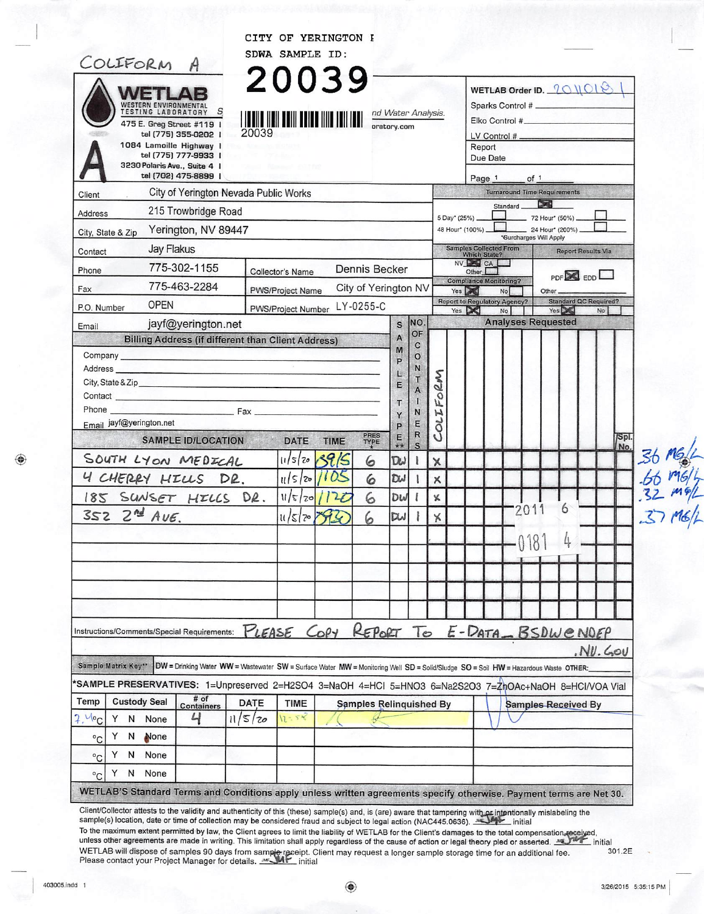COLIFORM A

CITY OF YERINGTON I
SDWA SAMPLE ID:

**20039**

20039

**WETLAB**
WESTERN ENVIRONMENTAL TESTING LABORATORY

475 E. Greg Street #119 | tel (775) 355-0202
1084 Lamoille Highway | tel (775) 777-9933
3230 Polaris Ave., Suite 4 | tel (702) 475-8899

...nd Water Analysis.
...oratory.com

WETLAB Order ID. 2011018 1
Sparks Control #
Elko Control #
LV Control #
Report Due Date
Page 1 of 1

| | |
|---|---|
| Client | City of Yerington Nevada Public Works |
| Address | 215 Trowbridge Road |
| City, State & Zip | Yerington, NV 89447 |
| Contact | Jay Flakus |
| Phone | 775-302-1155 |
| Fax | 775-463-2284 |
| P.O. Number | OPEN |
| Email | jayf@yerington.net |

Collector's Name: Dennis Becker
PWS/Project Name: City of Yerington NV
PWS/Project Number: LY-0255-C

**Turnaround Time Requirements**
Standard [X]
5 Day* (25%) [ ] 72 Hour* (50%) [ ]
48 Hour* (100%) [ ] 24 Hour* (200%) [ ]
*Surcharges Will Apply

Samples Collected From Which State? NV [X] CA [ ] Other [ ]
Compliance Monitoring? Yes [X] No [ ]
Report to Regulatory Agency? Yes [X] No [ ]
Report Results Via: PDF [X] EDD [ ] Other
Standard QC Required? Yes [X] No [ ]

**Billing Address (if different than Client Address)**
Company
Address
City, State & Zip
Contact
Phone Fax
Email jayf@yerington.net

| SAMPLE ID/LOCATION | DATE | TIME | PRES TYPE* | SAMPLE TYPE** | NO. OF CONTAINERS | COLIFORM | Spl. No. |
|---|---|---|---|---|---|---|---|
| SOUTH LYON MEDICAL | 11/5/20 | 0915 | 6 | DW | 1 | X | |
| 4 CHERRY HILLS DR. | 11/5/20 | 1105 | 6 | DW | 1 | X | |
| 185 SUNSET HILLS DR. | 11/5/20 | 1120 | 6 | DW | 1 | X | |
| 352 2nd AVE. | 11/5/20 | 0930 | 6 | DW | 1 | X | |

2011 6
0181 4

36 MG/L
.66 MG/L
.32 MG/L
.37 MG/L

Instructions/Comments/Special Requirements: PLEASE COPY REPORT TO E-DATA_BSDW@NDEP.NV.GOV

Sample Matrix Key** DW = Drinking Water WW = Wastewater SW = Surface Water MW = Monitoring Well SD = Solid/Sludge SO = Soil HW = Hazardous Waste OTHER:

*SAMPLE PRESERVATIVES: 1=Unpreserved 2=H2SO4 3=NaOH 4=HCl 5=HNO3 6=Na2S2O3 7=ZnOAc+NaOH 8=HCl/VOA Vial

| Temp | Custody Seal | # of Containers | DATE | TIME | Samples Relinquished By | Samples Received By |
|---|---|---|---|---|---|---|
| 7.4°C | Y N None | 4 | 11/5/20 | 12:58 | | |
| °C | Y N None | | | | | |
| °C | Y N None | | | | | |
| °C | Y N None | | | | | |

**WETLAB'S Standard Terms and Conditions apply unless written agreements specify otherwise. Payment terms are Net 30.**

Client/Collector attests to the validity and authenticity of this (these) sample(s) and, is (are) aware that tampering with or intentionally mislabeling the sample(s) location, date or time of collection may be considered fraud and subject to legal action (NAC445.0636). ___ initial

To the maximum extent permitted by law, the Client agrees to limit the liability of WETLAB for the Client's damages to the total compensation received, unless other agreements are made in writing. This limitation shall apply regardless of the cause of action or legal theory pled or asserted. ___ initial

WETLAB will dispose of samples 90 days from sample receipt. Client may request a longer sample storage time for an additional fee. Please contact your Project Manager for details. ___ initial

301.2E